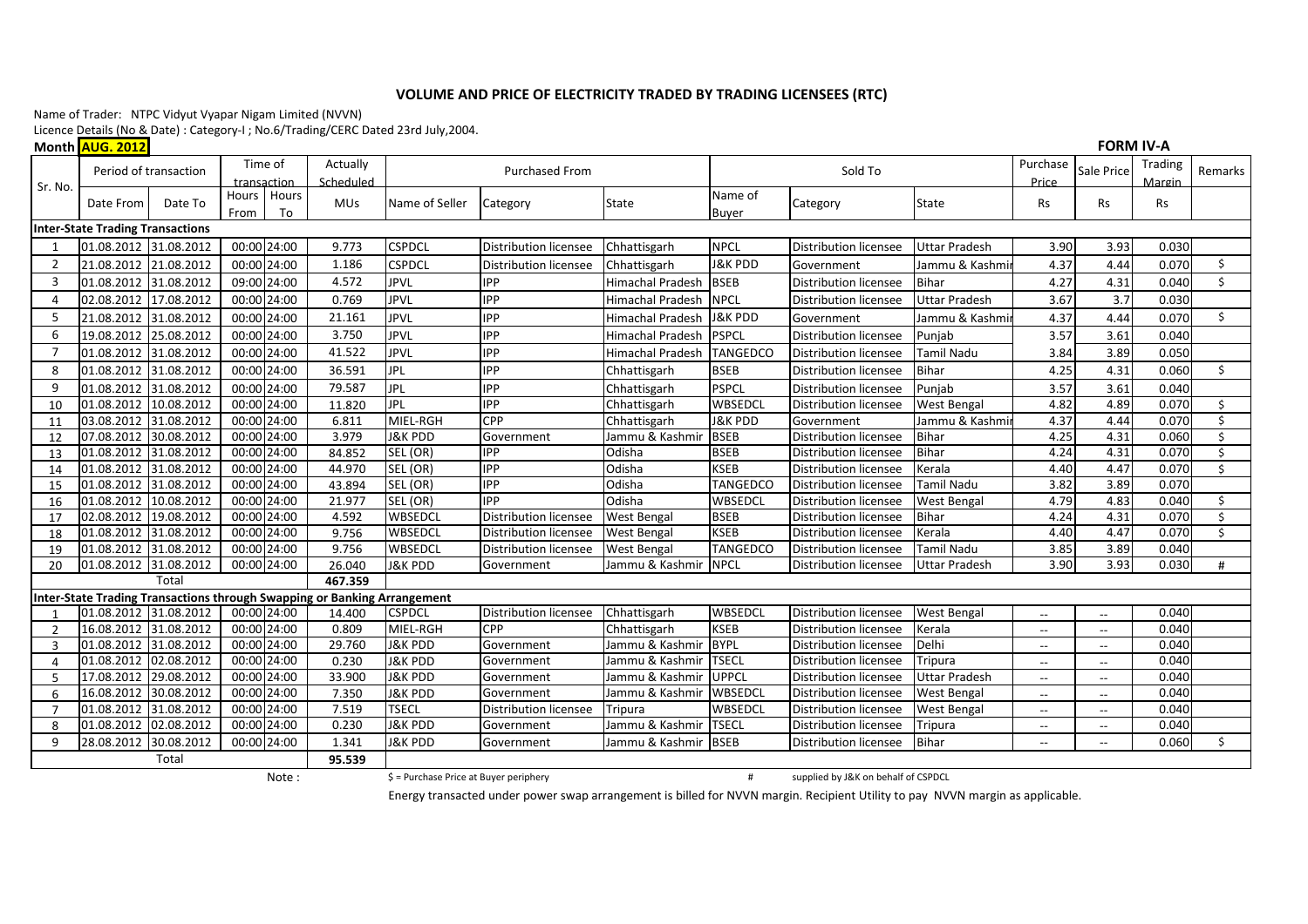# VOLUME AND PRICE OF ELECTRICITY TRADED BY TRADING LICENSEES (RTC)

Name of Trader: NTPC Vidyut Vyapar Nigam Limited (NVVN)

Licence Details (No & Date) : Category-I ; No.6/Trading/CERC Dated 23rd July,2004.

**Month AUG. 2012**

**FORM IV-A**

| Sr. No. | Period of transaction | | Time of transaction | | Actually Scheduled | Purchased From | | | Sold To | | | Purchase Price | Sale Price | Trading Margin | Remarks |
|---|---|---|---|---|---|---|---|---|---|---|---|---|---|---|---|
| | Date From | Date To | Hours From | Hours To | MUs | Name of Seller | Category | State | Name of Buyer | Category | State | Rs | Rs | Rs | |
| **Inter-State Trading Transactions** | | | | | | | | | | | | | | | |
| 1 | 01.08.2012 | 31.08.2012 | 00:00 | 24:00 | 9.773 | CSPDCL | Distribution licensee | Chhattisgarh | NPCL | Distribution licensee | Uttar Pradesh | 3.90 | 3.93 | 0.030 | |
| 2 | 21.08.2012 | 21.08.2012 | 00:00 | 24:00 | 1.186 | CSPDCL | Distribution licensee | Chhattisgarh | J&K PDD | Government | Jammu & Kashmir | 4.37 | 4.44 | 0.070 | $ |
| 3 | 01.08.2012 | 31.08.2012 | 09:00 | 24:00 | 4.572 | JPVL | IPP | Himachal Pradesh | BSEB | Distribution licensee | Bihar | 4.27 | 4.31 | 0.040 | $ |
| 4 | 02.08.2012 | 17.08.2012 | 00:00 | 24:00 | 0.769 | JPVL | IPP | Himachal Pradesh | NPCL | Distribution licensee | Uttar Pradesh | 3.67 | 3.7 | 0.030 | |
| 5 | 21.08.2012 | 31.08.2012 | 00:00 | 24:00 | 21.161 | JPVL | IPP | Himachal Pradesh | J&K PDD | Government | Jammu & Kashmir | 4.37 | 4.44 | 0.070 | $ |
| 6 | 19.08.2012 | 25.08.2012 | 00:00 | 24:00 | 3.750 | JPVL | IPP | Himachal Pradesh | PSPCL | Distribution licensee | Punjab | 3.57 | 3.61 | 0.040 | |
| 7 | 01.08.2012 | 31.08.2012 | 00:00 | 24:00 | 41.522 | JPVL | IPP | Himachal Pradesh | TANGEDCO | Distribution licensee | Tamil Nadu | 3.84 | 3.89 | 0.050 | |
| 8 | 01.08.2012 | 31.08.2012 | 00:00 | 24:00 | 36.591 | JPL | IPP | Chhattisgarh | BSEB | Distribution licensee | Bihar | 4.25 | 4.31 | 0.060 | $ |
| 9 | 01.08.2012 | 31.08.2012 | 00:00 | 24:00 | 79.587 | JPL | IPP | Chhattisgarh | PSPCL | Distribution licensee | Punjab | 3.57 | 3.61 | 0.040 | |
| 10 | 01.08.2012 | 10.08.2012 | 00:00 | 24:00 | 11.820 | JPL | IPP | Chhattisgarh | WBSEDCL | Distribution licensee | West Bengal | 4.82 | 4.89 | 0.070 | $ |
| 11 | 03.08.2012 | 31.08.2012 | 00:00 | 24:00 | 6.811 | MIEL-RGH | CPP | Chhattisgarh | J&K PDD | Government | Jammu & Kashmir | 4.37 | 4.44 | 0.070 | $ |
| 12 | 07.08.2012 | 30.08.2012 | 00:00 | 24:00 | 3.979 | J&K PDD | Government | Jammu & Kashmir | BSEB | Distribution licensee | Bihar | 4.25 | 4.31 | 0.060 | $ |
| 13 | 01.08.2012 | 31.08.2012 | 00:00 | 24:00 | 84.852 | SEL (OR) | IPP | Odisha | BSEB | Distribution licensee | Bihar | 4.24 | 4.31 | 0.070 | $ |
| 14 | 01.08.2012 | 31.08.2012 | 00:00 | 24:00 | 44.970 | SEL (OR) | IPP | Odisha | KSEB | Distribution licensee | Kerala | 4.40 | 4.47 | 0.070 | $ |
| 15 | 01.08.2012 | 31.08.2012 | 00:00 | 24:00 | 43.894 | SEL (OR) | IPP | Odisha | TANGEDCO | Distribution licensee | Tamil Nadu | 3.82 | 3.89 | 0.070 | |
| 16 | 01.08.2012 | 10.08.2012 | 00:00 | 24:00 | 21.977 | SEL (OR) | IPP | Odisha | WBSEDCL | Distribution licensee | West Bengal | 4.79 | 4.83 | 0.040 | $ |
| 17 | 02.08.2012 | 19.08.2012 | 00:00 | 24:00 | 4.592 | WBSEDCL | Distribution licensee | West Bengal | BSEB | Distribution licensee | Bihar | 4.24 | 4.31 | 0.070 | $ |
| 18 | 01.08.2012 | 31.08.2012 | 00:00 | 24:00 | 9.756 | WBSEDCL | Distribution licensee | West Bengal | KSEB | Distribution licensee | Kerala | 4.40 | 4.47 | 0.070 | $ |
| 19 | 01.08.2012 | 31.08.2012 | 00:00 | 24:00 | 9.756 | WBSEDCL | Distribution licensee | West Bengal | TANGEDCO | Distribution licensee | Tamil Nadu | 3.85 | 3.89 | 0.040 | |
| 20 | 01.08.2012 | 31.08.2012 | 00:00 | 24:00 | 26.040 | J&K PDD | Government | Jammu & Kashmir | NPCL | Distribution licensee | Uttar Pradesh | 3.90 | 3.93 | 0.030 | # |
| | Total | | | | 467.359 | | | | | | | | | | |
| **Inter-State Trading Transactions through Swapping or Banking Arrangement** | | | | | | | | | | | | | | | |
| 1 | 01.08.2012 | 31.08.2012 | 00:00 | 24:00 | 14.400 | CSPDCL | Distribution licensee | Chhattisgarh | WBSEDCL | Distribution licensee | West Bengal | -- | -- | 0.040 | |
| 2 | 16.08.2012 | 31.08.2012 | 00:00 | 24:00 | 0.809 | MIEL-RGH | CPP | Chhattisgarh | KSEB | Distribution licensee | Kerala | -- | -- | 0.040 | |
| 3 | 01.08.2012 | 31.08.2012 | 00:00 | 24:00 | 29.760 | J&K PDD | Government | Jammu & Kashmir | BYPL | Distribution licensee | Delhi | -- | -- | 0.040 | |
| 4 | 01.08.2012 | 02.08.2012 | 00:00 | 24:00 | 0.230 | J&K PDD | Government | Jammu & Kashmir | TSECL | Distribution licensee | Tripura | -- | -- | 0.040 | |
| 5 | 17.08.2012 | 29.08.2012 | 00:00 | 24:00 | 33.900 | J&K PDD | Government | Jammu & Kashmir | UPPCL | Distribution licensee | Uttar Pradesh | -- | -- | 0.040 | |
| 6 | 16.08.2012 | 30.08.2012 | 00:00 | 24:00 | 7.350 | J&K PDD | Government | Jammu & Kashmir | WBSEDCL | Distribution licensee | West Bengal | -- | -- | 0.040 | |
| 7 | 01.08.2012 | 31.08.2012 | 00:00 | 24:00 | 7.519 | TSECL | Distribution licensee | Tripura | WBSEDCL | Distribution licensee | West Bengal | -- | -- | 0.040 | |
| 8 | 01.08.2012 | 02.08.2012 | 00:00 | 24:00 | 0.230 | J&K PDD | Government | Jammu & Kashmir | TSECL | Distribution licensee | Tripura | -- | -- | 0.040 | |
| 9 | 28.08.2012 | 30.08.2012 | 00:00 | 24:00 | 1.341 | J&K PDD | Government | Jammu & Kashmir | BSEB | Distribution licensee | Bihar | -- | -- | 0.060 | $ |
| | Total | | | | 95.539 | | | | | | | | | | |

Note : $ = Purchase Price at Buyer periphery    # supplied by J&K on behalf of CSPDCL

Energy transacted under power swap arrangement is billed for NVVN margin. Recipient Utility to pay NVVN margin as applicable.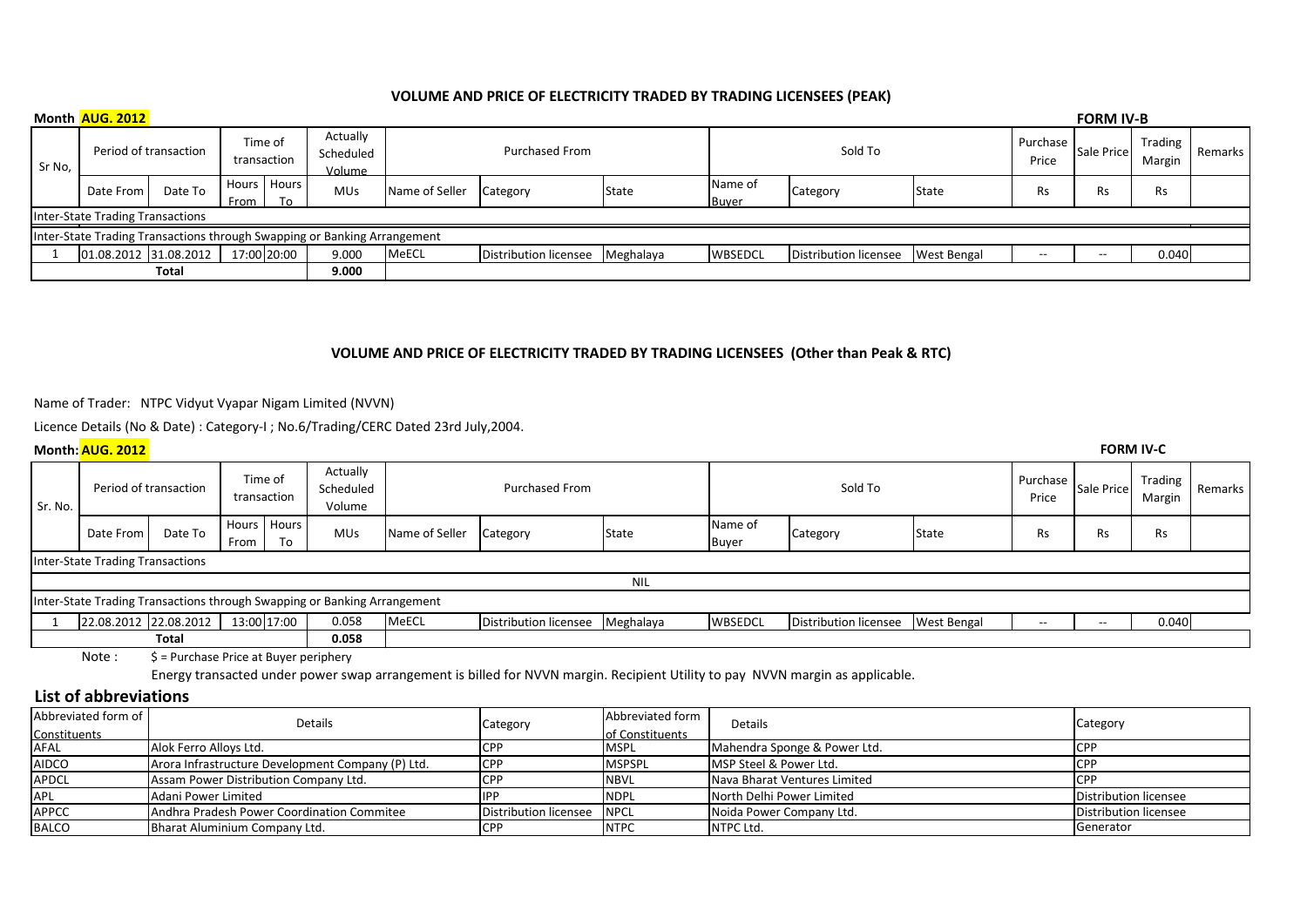## VOLUME AND PRICE OF ELECTRICITY TRADED BY TRADING LICENSEES (PEAK)

**Month AUG. 2012** **FORM IV-B**

| Sr No, | Period of transaction | | Time of transaction | | Actually Scheduled Volume | Purchased From | | | Sold To | | | Purchase Price | Sale Price | Trading Margin | Remarks |
|---|---|---|---|---|---|---|---|---|---|---|---|---|---|---|---|
| | Date From | Date To | Hours From | Hours To | MUs | Name of Seller | Category | State | Name of Buyer | Category | State | Rs | Rs | Rs | |
| Inter-State Trading Transactions | | | | | | | | | | | | | | | |
| Inter-State Trading Transactions through Swapping or Banking Arrangement | | | | | | | | | | | | | | | |
| 1 | 01.08.2012 | 31.08.2012 | 17:00 | 20:00 | 9.000 | MeECL | Distribution licensee | Meghalaya | WBSEDCL | Distribution licensee | West Bengal | -- | -- | 0.040 | |
| | **Total** | | | | **9.000** | | | | | | | | | | |

## VOLUME AND PRICE OF ELECTRICITY TRADED BY TRADING LICENSEES (Other than Peak & RTC)

Name of Trader: NTPC Vidyut Vyapar Nigam Limited (NVVN)

Licence Details (No & Date) : Category-I ; No.6/Trading/CERC Dated 23rd July,2004.

**Month: AUG. 2012** **FORM IV-C**

| Sr. No. | Period of transaction | | Time of transaction | | Actually Scheduled Volume | Purchased From | | | Sold To | | | Purchase Price | Sale Price | Trading Margin | Remarks |
|---|---|---|---|---|---|---|---|---|---|---|---|---|---|---|---|
| | Date From | Date To | Hours From | Hours To | MUs | Name of Seller | Category | State | Name of Buyer | Category | State | Rs | Rs | Rs | |
| Inter-State Trading Transactions | | | | | | | | | | | | | | | |
| | | | | | | | | NIL | | | | | | | |
| Inter-State Trading Transactions through Swapping or Banking Arrangement | | | | | | | | | | | | | | | |
| 1 | 22.08.2012 | 22.08.2012 | 13:00 | 17:00 | 0.058 | MeECL | Distribution licensee | Meghalaya | WBSEDCL | Distribution licensee | West Bengal | -- | -- | 0.040 | |
| | **Total** | | | | **0.058** | | | | | | | | | | |

Note : $ = Purchase Price at Buyer periphery

Energy transacted under power swap arrangement is billed for NVVN margin. Recipient Utility to pay NVVN margin as applicable.

## List of abbreviations

| Abbreviated form of Constituents | Details | Category | Abbreviated form of Constituents | Details | Category |
|---|---|---|---|---|---|
| AFAL | Alok Ferro Alloys Ltd. | CPP | MSPL | Mahendra Sponge & Power Ltd. | CPP |
| AIDCO | Arora Infrastructure Development Company (P) Ltd. | CPP | MSPSPL | MSP Steel & Power Ltd. | CPP |
| APDCL | Assam Power Distribution Company Ltd. | CPP | NBVL | Nava Bharat Ventures Limited | CPP |
| APL | Adani Power Limited | IPP | NDPL | North Delhi Power Limited | Distribution licensee |
| APPCC | Andhra Pradesh Power Coordination Commitee | Distribution licensee | NPCL | Noida Power Company Ltd. | Distribution licensee |
| BALCO | Bharat Aluminium Company Ltd. | CPP | NTPC | NTPC Ltd. | Generator |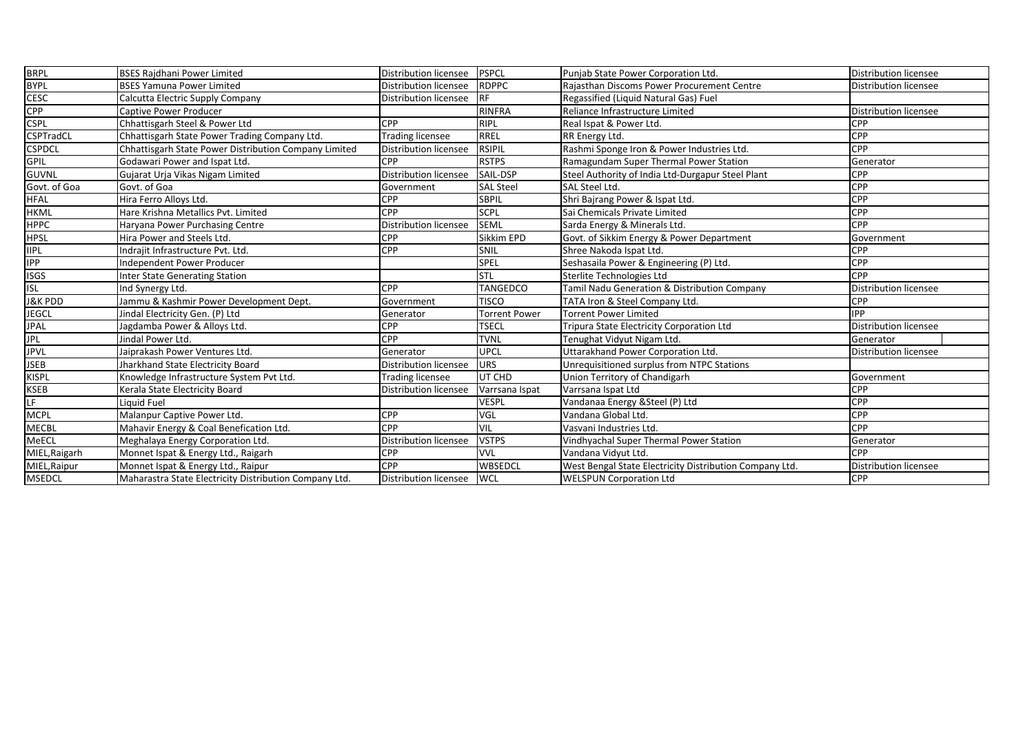| | | | | | |
|---|---|---|---|---|---|
| BRPL | BSES Rajdhani Power Limited | Distribution licensee | PSPCL | Punjab State Power Corporation Ltd. | Distribution licensee |
| BYPL | BSES Yamuna Power Limited | Distribution licensee | RDPPC | Rajasthan Discoms Power Procurement Centre | Distribution licensee |
| CESC | Calcutta Electric Supply Company | Distribution licensee | RF | Regassified (Liquid Natural Gas) Fuel | |
| CPP | Captive Power Producer | | RINFRA | Reliance Infrastructure Limited | Distribution licensee |
| CSPL | Chhattisgarh Steel & Power Ltd | CPP | RIPL | Real Ispat & Power Ltd. | CPP |
| CSPTradCL | Chhattisgarh State Power Trading Company Ltd. | Trading licensee | RREL | RR Energy Ltd. | CPP |
| CSPDCL | Chhattisgarh State Power Distribution Company Limited | Distribution licensee | RSIPIL | Rashmi Sponge Iron & Power Industries Ltd. | CPP |
| GPIL | Godawari Power and Ispat Ltd. | CPP | RSTPS | Ramagundam Super Thermal Power Station | Generator |
| GUVNL | Gujarat Urja Vikas Nigam Limited | Distribution licensee | SAIL-DSP | Steel Authority of India Ltd-Durgapur Steel Plant | CPP |
| Govt. of Goa | Govt. of Goa | Government | SAL Steel | SAL Steel Ltd. | CPP |
| HFAL | Hira Ferro Alloys Ltd. | CPP | SBPIL | Shri Bajrang Power & Ispat Ltd. | CPP |
| HKML | Hare Krishna Metallics Pvt. Limited | CPP | SCPL | Sai Chemicals Private Limited | CPP |
| HPPC | Haryana Power Purchasing Centre | Distribution licensee | SEML | Sarda Energy & Minerals Ltd. | CPP |
| HPSL | Hira Power and Steels Ltd. | CPP | Sikkim EPD | Govt. of Sikkim Energy & Power Department | Government |
| IIPL | Indrajit Infrastructure Pvt. Ltd. | CPP | SNIL | Shree Nakoda Ispat Ltd. | CPP |
| IPP | Independent Power Producer | | SPEL | Seshasaila Power & Engineering (P) Ltd. | CPP |
| ISGS | Inter State Generating Station | | STL | Sterlite Technologies Ltd | CPP |
| ISL | Ind Synergy Ltd. | CPP | TANGEDCO | Tamil Nadu Generation & Distribution Company | Distribution licensee |
| J&K PDD | Jammu & Kashmir Power Development Dept. | Government | TISCO | TATA Iron & Steel Company Ltd. | CPP |
| JEGCL | Jindal Electricity Gen. (P) Ltd | Generator | Torrent Power | Torrent Power Limited | IPP |
| JPAL | Jagdamba Power & Alloys Ltd. | CPP | TSECL | Tripura State Electricity Corporation Ltd | Distribution licensee |
| JPL | Jindal Power Ltd. | CPP | TVNL | Tenughat Vidyut Nigam Ltd. | Generator |
| JPVL | Jaiprakash Power Ventures Ltd. | Generator | UPCL | Uttarakhand Power Corporation Ltd. | Distribution licensee |
| JSEB | Jharkhand State Electricity Board | Distribution licensee | URS | Unrequisitioned surplus from NTPC Stations | |
| KISPL | Knowledge Infrastructure System Pvt Ltd. | Trading licensee | UT CHD | Union Territory of Chandigarh | Government |
| KSEB | Kerala State Electricity Board | Distribution licensee | Varrsana Ispat | Varrsana Ispat Ltd | CPP |
| LF | Liquid Fuel | | VESPL | Vandanaa Energy &Steel (P) Ltd | CPP |
| MCPL | Malanpur Captive Power Ltd. | CPP | VGL | Vandana Global Ltd. | CPP |
| MECBL | Mahavir Energy & Coal Benefication Ltd. | CPP | VIL | Vasvani Industries Ltd. | CPP |
| MeECL | Meghalaya Energy Corporation Ltd. | Distribution licensee | VSTPS | Vindhyachal Super Thermal Power Station | Generator |
| MIEL,Raigarh | Monnet Ispat & Energy Ltd., Raigarh | CPP | VVL | Vandana Vidyut Ltd. | CPP |
| MIEL,Raipur | Monnet Ispat & Energy Ltd., Raipur | CPP | WBSEDCL | West Bengal State Electricity Distribution Company Ltd. | Distribution licensee |
| MSEDCL | Maharastra State Electricity Distribution Company Ltd. | Distribution licensee | WCL | WELSPUN Corporation Ltd | CPP |